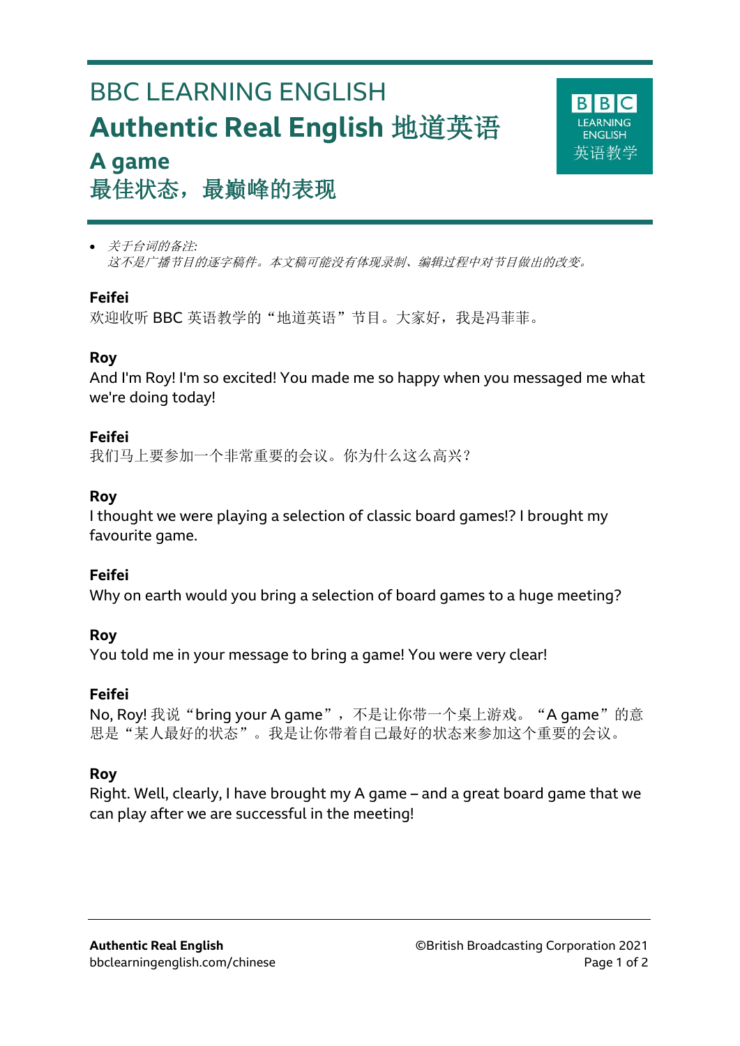# BBC LEARNING ENGLISH

# Authentic Real English 地道英语

## A game

## 最佳状态，最巅峰的表现

- *关于台词的备注:*
  *这不是广播节目的逐字稿件。本文稿可能没有体现录制、编辑过程中对节目做出的改变。*

**Feifei**
欢迎收听 BBC 英语教学的"地道英语"节目。大家好，我是冯菲菲。

**Roy**
And I'm Roy! I'm so excited! You made me so happy when you messaged me what we're doing today!

**Feifei**
我们马上要参加一个非常重要的会议。你为什么这么高兴？

**Roy**
I thought we were playing a selection of classic board games!? I brought my favourite game.

**Feifei**
Why on earth would you bring a selection of board games to a huge meeting?

**Roy**
You told me in your message to bring a game! You were very clear!

**Feifei**
No, Roy! 我说"bring your A game"，不是让你带一个桌上游戏。"A game"的意思是"某人最好的状态"。我是让你带着自己最好的状态来参加这个重要的会议。

**Roy**
Right. Well, clearly, I have brought my A game – and a great board game that we can play after we are successful in the meeting!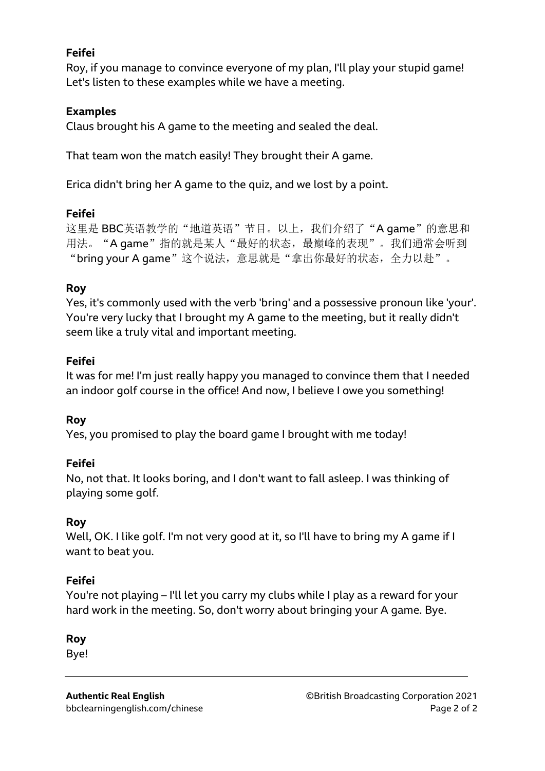**Feifei**

Roy, if you manage to convince everyone of my plan, I'll play your stupid game! Let's listen to these examples while we have a meeting.

**Examples**

Claus brought his A game to the meeting and sealed the deal.

That team won the match easily! They brought their A game.

Erica didn't bring her A game to the quiz, and we lost by a point.

**Feifei**

这里是 BBC英语教学的“地道英语”节目。以上，我们介绍了“A game”的意思和用法。“A game”指的就是某人“最好的状态，最巅峰的表现”。我们通常会听到“bring your A game”这个说法，意思就是“拿出你最好的状态，全力以赴”。

**Roy**

Yes, it's commonly used with the verb 'bring' and a possessive pronoun like 'your'. You're very lucky that I brought my A game to the meeting, but it really didn't seem like a truly vital and important meeting.

**Feifei**

It was for me! I'm just really happy you managed to convince them that I needed an indoor golf course in the office! And now, I believe I owe you something!

**Roy**

Yes, you promised to play the board game I brought with me today!

**Feifei**

No, not that. It looks boring, and I don't want to fall asleep. I was thinking of playing some golf.

**Roy**

Well, OK. I like golf. I'm not very good at it, so I'll have to bring my A game if I want to beat you.

**Feifei**

You're not playing – I'll let you carry my clubs while I play as a reward for your hard work in the meeting. So, don't worry about bringing your A game. Bye.

**Roy**

Bye!